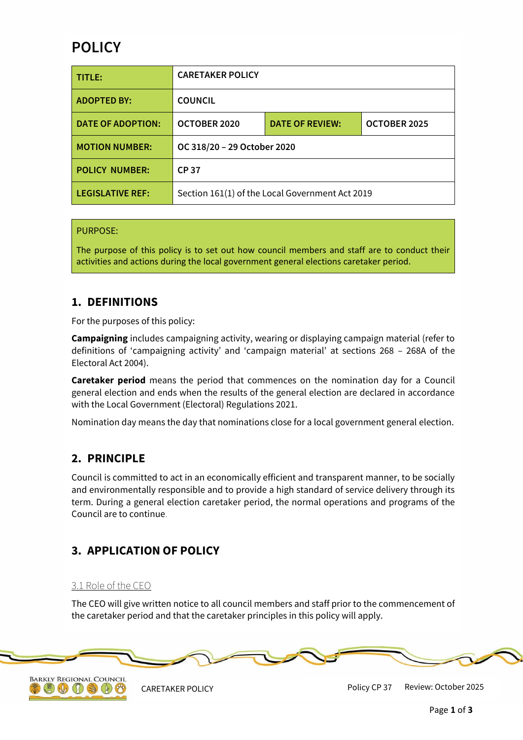# POLICY

| TITLE: | CARETAKER POLICY | | |
|---|---|---|---|
| ADOPTED BY: | COUNCIL | | |
| DATE OF ADOPTION: | OCTOBER 2020 | DATE OF REVIEW: | OCTOBER 2025 |
| MOTION NUMBER: | OC 318/20 – 29 October 2020 | | |
| POLICY NUMBER: | CP 37 | | |
| LEGISLATIVE REF: | Section 161(1) of the Local Government Act 2019 | | |

PURPOSE:

The purpose of this policy is to set out how council members and staff are to conduct their activities and actions during the local government general elections caretaker period.

## 1. DEFINITIONS

For the purposes of this policy:

**Campaigning** includes campaigning activity, wearing or displaying campaign material (refer to definitions of 'campaigning activity' and 'campaign material' at sections 268 – 268A of the Electoral Act 2004).

**Caretaker period** means the period that commences on the nomination day for a Council general election and ends when the results of the general election are declared in accordance with the Local Government (Electoral) Regulations 2021.

Nomination day means the day that nominations close for a local government general election.

## 2. PRINCIPLE

Council is committed to act in an economically efficient and transparent manner, to be socially and environmentally responsible and to provide a high standard of service delivery through its term. During a general election caretaker period, the normal operations and programs of the Council are to continue.

## 3. APPLICATION OF POLICY

### 3.1 Role of the CEO

The CEO will give written notice to all council members and staff prior to the commencement of the caretaker period and that the caretaker principles in this policy will apply.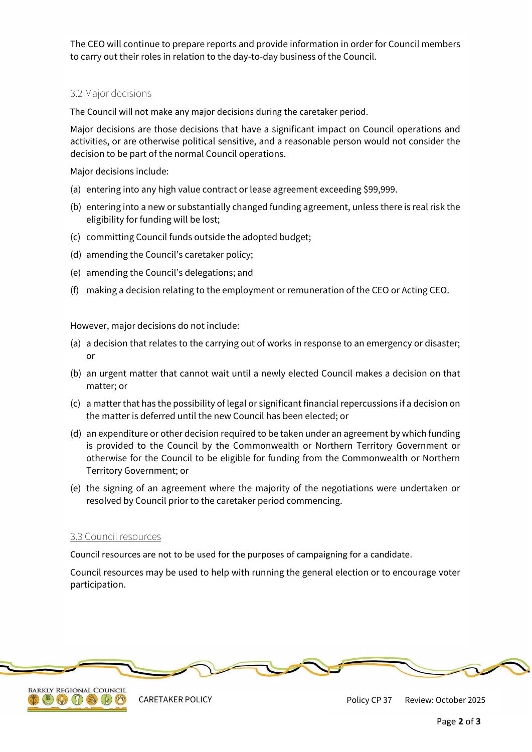The CEO will continue to prepare reports and provide information in order for Council members to carry out their roles in relation to the day-to-day business of the Council.

### 3.2 Major decisions

The Council will not make any major decisions during the caretaker period.

Major decisions are those decisions that have a significant impact on Council operations and activities, or are otherwise political sensitive, and a reasonable person would not consider the decision to be part of the normal Council operations.

Major decisions include:

(a) entering into any high value contract or lease agreement exceeding $99,999.

(b) entering into a new or substantially changed funding agreement, unless there is real risk the eligibility for funding will be lost;

(c) committing Council funds outside the adopted budget;

(d) amending the Council's caretaker policy;

(e) amending the Council's delegations; and

(f) making a decision relating to the employment or remuneration of the CEO or Acting CEO.

However, major decisions do not include:

(a) a decision that relates to the carrying out of works in response to an emergency or disaster; or

(b) an urgent matter that cannot wait until a newly elected Council makes a decision on that matter; or

(c) a matter that has the possibility of legal or significant financial repercussions if a decision on the matter is deferred until the new Council has been elected; or

(d) an expenditure or other decision required to be taken under an agreement by which funding is provided to the Council by the Commonwealth or Northern Territory Government or otherwise for the Council to be eligible for funding from the Commonwealth or Northern Territory Government; or

(e) the signing of an agreement where the majority of the negotiations were undertaken or resolved by Council prior to the caretaker period commencing.

### 3.3 Council resources

Council resources are not to be used for the purposes of campaigning for a candidate.

Council resources may be used to help with running the general election or to encourage voter participation.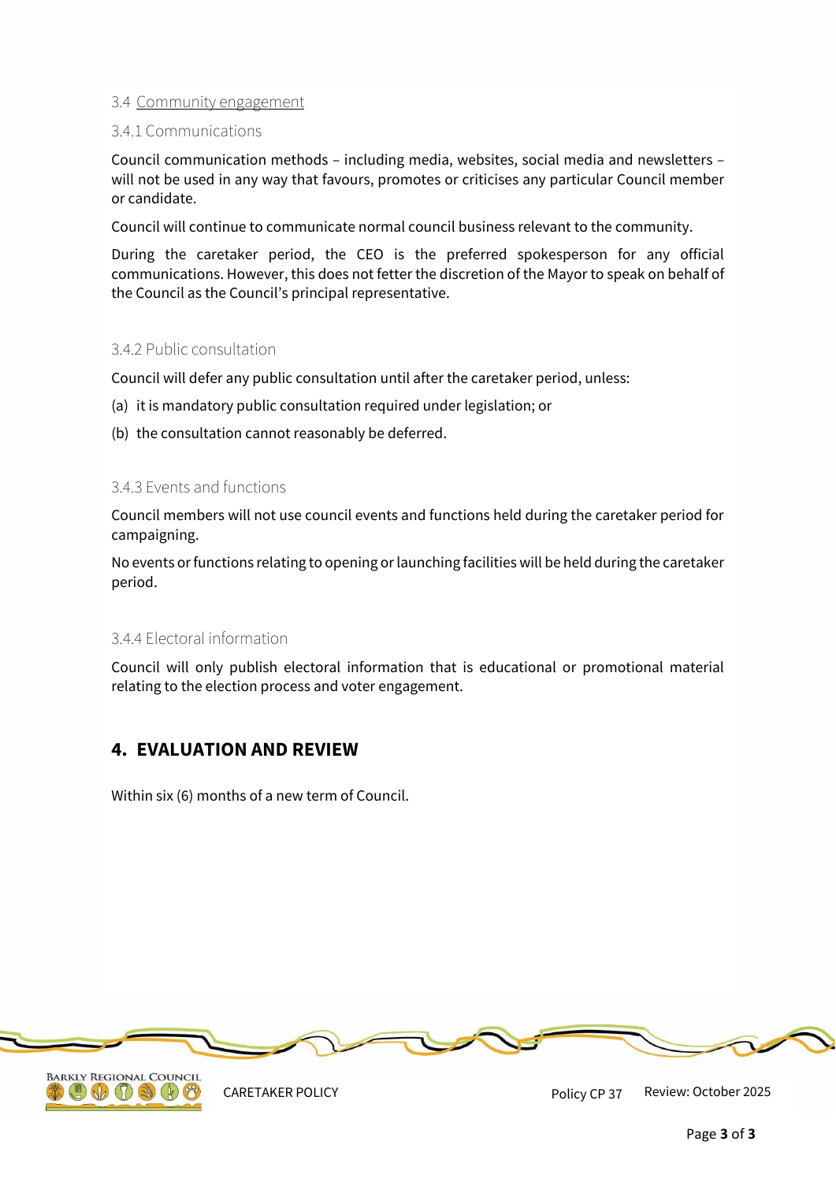### 3.4 Community engagement

#### 3.4.1 Communications

Council communication methods – including media, websites, social media and newsletters – will not be used in any way that favours, promotes or criticises any particular Council member or candidate.

Council will continue to communicate normal council business relevant to the community.

During the caretaker period, the CEO is the preferred spokesperson for any official communications. However, this does not fetter the discretion of the Mayor to speak on behalf of the Council as the Council's principal representative.

#### 3.4.2 Public consultation

Council will defer any public consultation until after the caretaker period, unless:

(a) it is mandatory public consultation required under legislation; or

(b) the consultation cannot reasonably be deferred.

#### 3.4.3 Events and functions

Council members will not use council events and functions held during the caretaker period for campaigning.

No events or functions relating to opening or launching facilities will be held during the caretaker period.

#### 3.4.4 Electoral information

Council will only publish electoral information that is educational or promotional material relating to the election process and voter engagement.

## 4. EVALUATION AND REVIEW

Within six (6) months of a new term of Council.